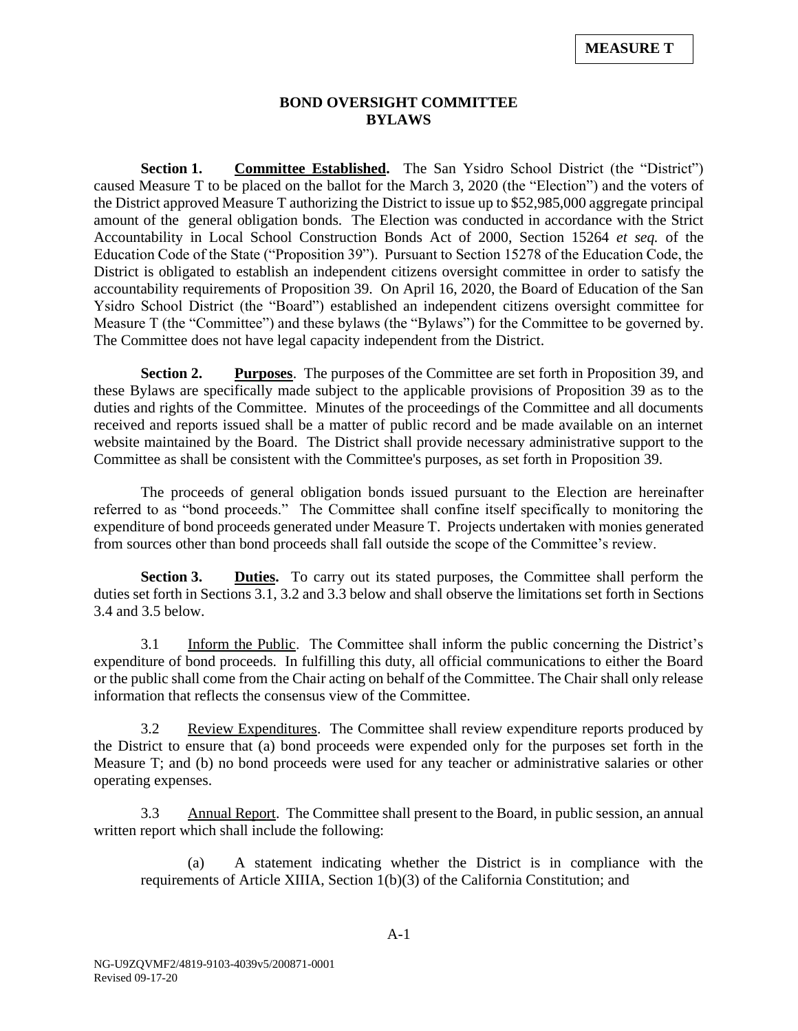**MEASURE T**

# BOND OVERSIGHT COMMITTEE BYLAWS

**Section 1. Committee Established.** The San Ysidro School District (the "District") caused Measure T to be placed on the ballot for the March 3, 2020 (the "Election") and the voters of the District approved Measure T authorizing the District to issue up to $52,985,000 aggregate principal amount of the general obligation bonds. The Election was conducted in accordance with the Strict Accountability in Local School Construction Bonds Act of 2000, Section 15264 *et seq.* of the Education Code of the State ("Proposition 39"). Pursuant to Section 15278 of the Education Code, the District is obligated to establish an independent citizens oversight committee in order to satisfy the accountability requirements of Proposition 39. On April 16, 2020, the Board of Education of the San Ysidro School District (the "Board") established an independent citizens oversight committee for Measure T (the "Committee") and these bylaws (the "Bylaws") for the Committee to be governed by. The Committee does not have legal capacity independent from the District.

**Section 2. Purposes**. The purposes of the Committee are set forth in Proposition 39, and these Bylaws are specifically made subject to the applicable provisions of Proposition 39 as to the duties and rights of the Committee. Minutes of the proceedings of the Committee and all documents received and reports issued shall be a matter of public record and be made available on an internet website maintained by the Board. The District shall provide necessary administrative support to the Committee as shall be consistent with the Committee's purposes, as set forth in Proposition 39.

The proceeds of general obligation bonds issued pursuant to the Election are hereinafter referred to as "bond proceeds." The Committee shall confine itself specifically to monitoring the expenditure of bond proceeds generated under Measure T. Projects undertaken with monies generated from sources other than bond proceeds shall fall outside the scope of the Committee's review.

**Section 3. Duties.** To carry out its stated purposes, the Committee shall perform the duties set forth in Sections 3.1, 3.2 and 3.3 below and shall observe the limitations set forth in Sections 3.4 and 3.5 below.

3.1 Inform the Public. The Committee shall inform the public concerning the District's expenditure of bond proceeds. In fulfilling this duty, all official communications to either the Board or the public shall come from the Chair acting on behalf of the Committee. The Chair shall only release information that reflects the consensus view of the Committee.

3.2 Review Expenditures. The Committee shall review expenditure reports produced by the District to ensure that (a) bond proceeds were expended only for the purposes set forth in the Measure T; and (b) no bond proceeds were used for any teacher or administrative salaries or other operating expenses.

3.3 Annual Report. The Committee shall present to the Board, in public session, an annual written report which shall include the following:

(a) A statement indicating whether the District is in compliance with the requirements of Article XIIIA, Section 1(b)(3) of the California Constitution; and

NG-U9ZQVMF2/4819-9103-4039v5/200871-0001
Revised 09-17-20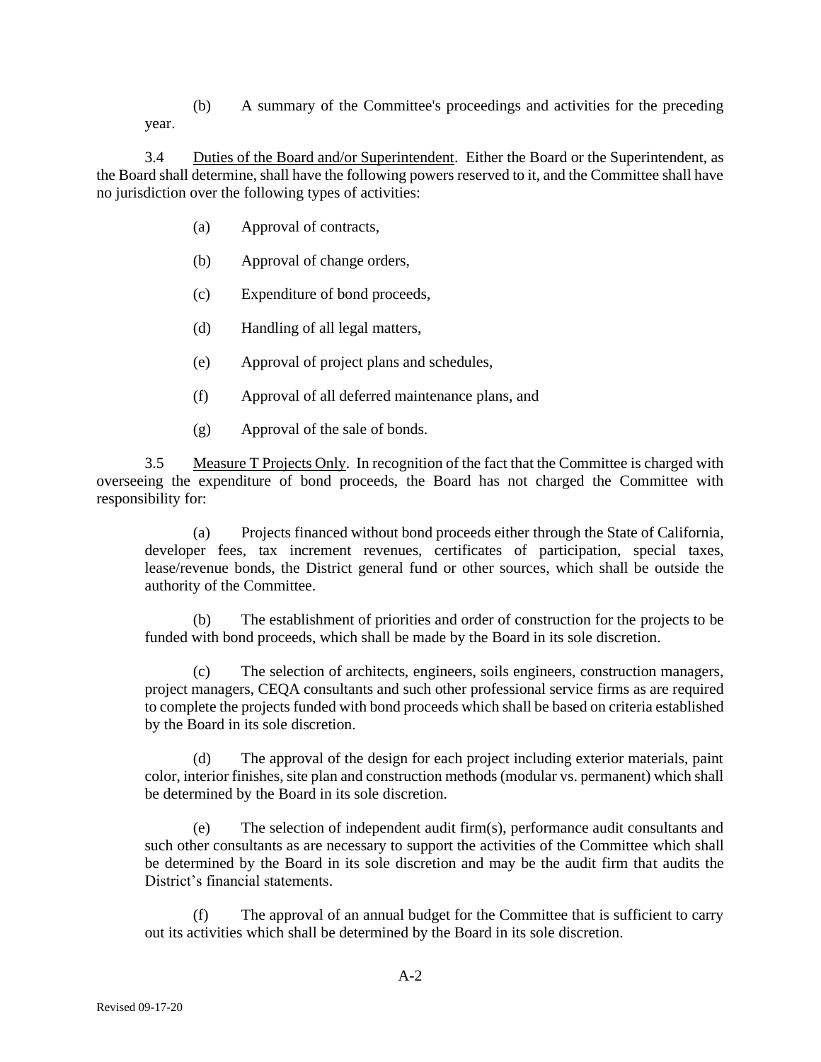(b) A summary of the Committee's proceedings and activities for the preceding year.

3.4 Duties of the Board and/or Superintendent. Either the Board or the Superintendent, as the Board shall determine, shall have the following powers reserved to it, and the Committee shall have no jurisdiction over the following types of activities:

(a) Approval of contracts,

(b) Approval of change orders,

(c) Expenditure of bond proceeds,

(d) Handling of all legal matters,

(e) Approval of project plans and schedules,

(f) Approval of all deferred maintenance plans, and

(g) Approval of the sale of bonds.

3.5 Measure T Projects Only. In recognition of the fact that the Committee is charged with overseeing the expenditure of bond proceeds, the Board has not charged the Committee with responsibility for:

(a) Projects financed without bond proceeds either through the State of California, developer fees, tax increment revenues, certificates of participation, special taxes, lease/revenue bonds, the District general fund or other sources, which shall be outside the authority of the Committee.

(b) The establishment of priorities and order of construction for the projects to be funded with bond proceeds, which shall be made by the Board in its sole discretion.

(c) The selection of architects, engineers, soils engineers, construction managers, project managers, CEQA consultants and such other professional service firms as are required to complete the projects funded with bond proceeds which shall be based on criteria established by the Board in its sole discretion.

(d) The approval of the design for each project including exterior materials, paint color, interior finishes, site plan and construction methods (modular vs. permanent) which shall be determined by the Board in its sole discretion.

(e) The selection of independent audit firm(s), performance audit consultants and such other consultants as are necessary to support the activities of the Committee which shall be determined by the Board in its sole discretion and may be the audit firm that audits the District's financial statements.

(f) The approval of an annual budget for the Committee that is sufficient to carry out its activities which shall be determined by the Board in its sole discretion.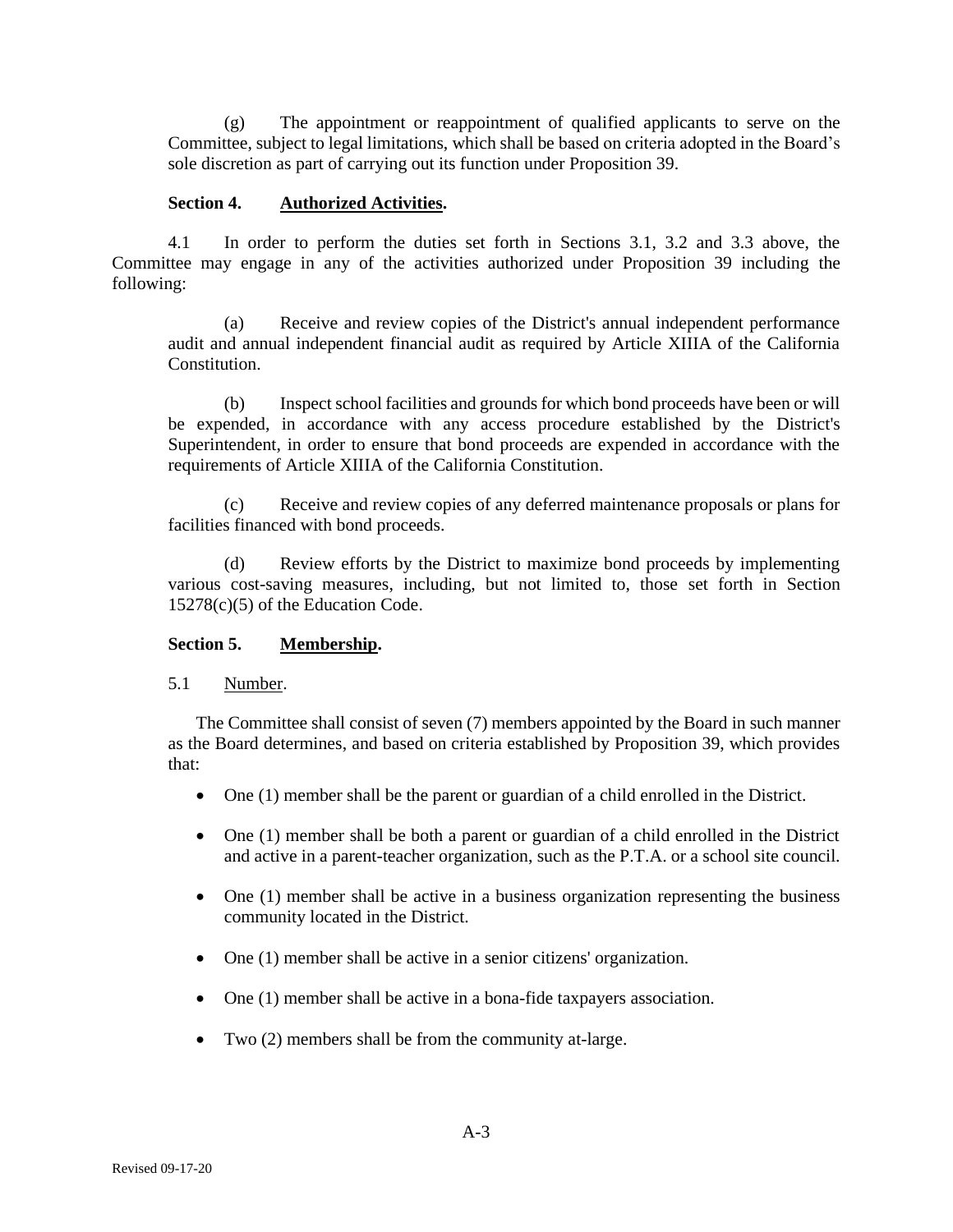(g) The appointment or reappointment of qualified applicants to serve on the Committee, subject to legal limitations, which shall be based on criteria adopted in the Board's sole discretion as part of carrying out its function under Proposition 39.

**Section 4. Authorized Activities.**

4.1 In order to perform the duties set forth in Sections 3.1, 3.2 and 3.3 above, the Committee may engage in any of the activities authorized under Proposition 39 including the following:

(a) Receive and review copies of the District's annual independent performance audit and annual independent financial audit as required by Article XIIIA of the California Constitution.

(b) Inspect school facilities and grounds for which bond proceeds have been or will be expended, in accordance with any access procedure established by the District's Superintendent, in order to ensure that bond proceeds are expended in accordance with the requirements of Article XIIIA of the California Constitution.

(c) Receive and review copies of any deferred maintenance proposals or plans for facilities financed with bond proceeds.

(d) Review efforts by the District to maximize bond proceeds by implementing various cost-saving measures, including, but not limited to, those set forth in Section 15278(c)(5) of the Education Code.

**Section 5. Membership.**

5.1 Number.

The Committee shall consist of seven (7) members appointed by the Board in such manner as the Board determines, and based on criteria established by Proposition 39, which provides that:

- One (1) member shall be the parent or guardian of a child enrolled in the District.
- One (1) member shall be both a parent or guardian of a child enrolled in the District and active in a parent-teacher organization, such as the P.T.A. or a school site council.
- One (1) member shall be active in a business organization representing the business community located in the District.
- One (1) member shall be active in a senior citizens' organization.
- One (1) member shall be active in a bona-fide taxpayers association.
- Two (2) members shall be from the community at-large.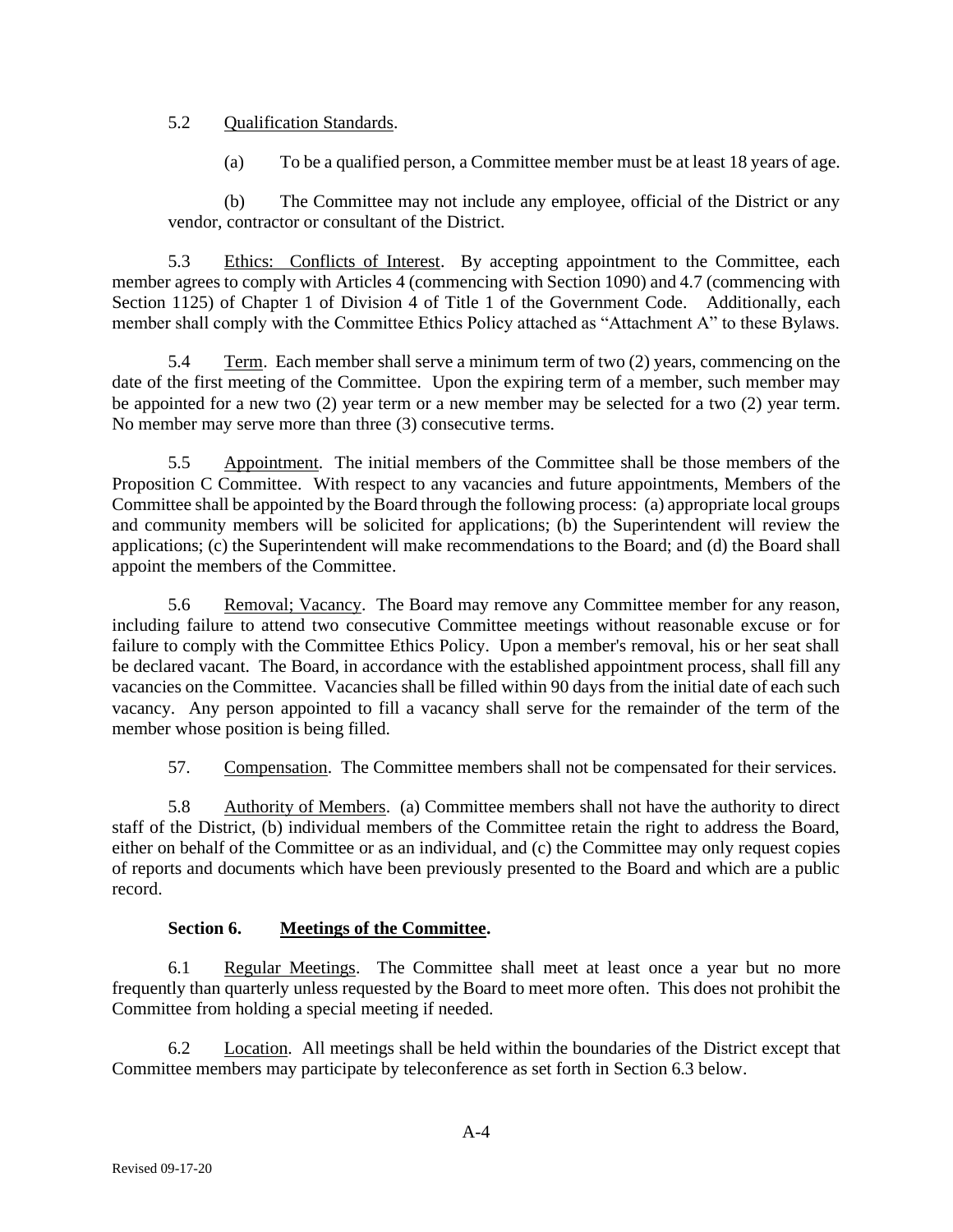5.2 Qualification Standards.

(a) To be a qualified person, a Committee member must be at least 18 years of age.

(b) The Committee may not include any employee, official of the District or any vendor, contractor or consultant of the District.

5.3 Ethics: Conflicts of Interest. By accepting appointment to the Committee, each member agrees to comply with Articles 4 (commencing with Section 1090) and 4.7 (commencing with Section 1125) of Chapter 1 of Division 4 of Title 1 of the Government Code. Additionally, each member shall comply with the Committee Ethics Policy attached as "Attachment A" to these Bylaws.

5.4 Term. Each member shall serve a minimum term of two (2) years, commencing on the date of the first meeting of the Committee. Upon the expiring term of a member, such member may be appointed for a new two (2) year term or a new member may be selected for a two (2) year term. No member may serve more than three (3) consecutive terms.

5.5 Appointment. The initial members of the Committee shall be those members of the Proposition C Committee. With respect to any vacancies and future appointments, Members of the Committee shall be appointed by the Board through the following process: (a) appropriate local groups and community members will be solicited for applications; (b) the Superintendent will review the applications; (c) the Superintendent will make recommendations to the Board; and (d) the Board shall appoint the members of the Committee.

5.6 Removal; Vacancy. The Board may remove any Committee member for any reason, including failure to attend two consecutive Committee meetings without reasonable excuse or for failure to comply with the Committee Ethics Policy. Upon a member's removal, his or her seat shall be declared vacant. The Board, in accordance with the established appointment process, shall fill any vacancies on the Committee. Vacancies shall be filled within 90 days from the initial date of each such vacancy. Any person appointed to fill a vacancy shall serve for the remainder of the term of the member whose position is being filled.

57. Compensation. The Committee members shall not be compensated for their services.

5.8 Authority of Members. (a) Committee members shall not have the authority to direct staff of the District, (b) individual members of the Committee retain the right to address the Board, either on behalf of the Committee or as an individual, and (c) the Committee may only request copies of reports and documents which have been previously presented to the Board and which are a public record.

**Section 6. Meetings of the Committee.**

6.1 Regular Meetings. The Committee shall meet at least once a year but no more frequently than quarterly unless requested by the Board to meet more often. This does not prohibit the Committee from holding a special meeting if needed.

6.2 Location. All meetings shall be held within the boundaries of the District except that Committee members may participate by teleconference as set forth in Section 6.3 below.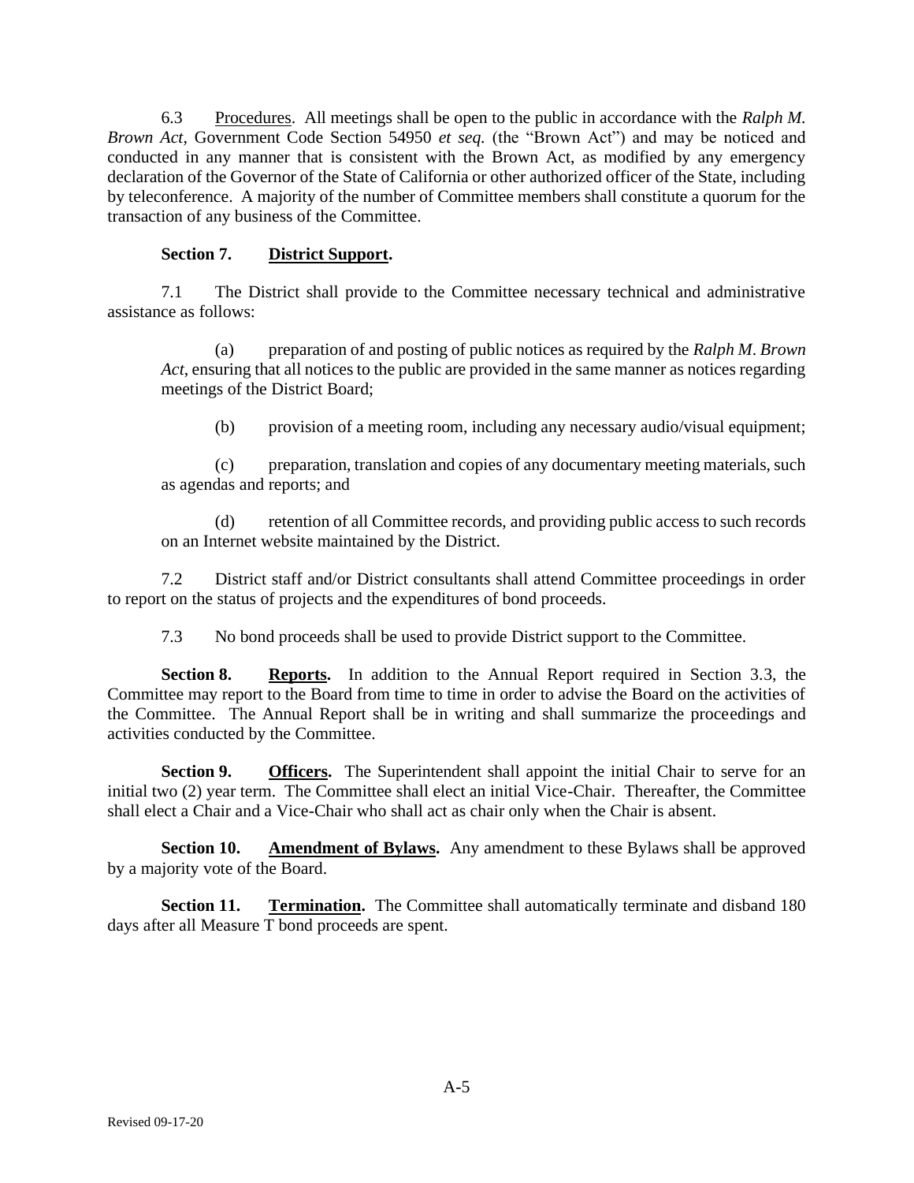6.3 Procedures. All meetings shall be open to the public in accordance with the *Ralph M. Brown Act*, Government Code Section 54950 *et seq.* (the "Brown Act") and may be noticed and conducted in any manner that is consistent with the Brown Act, as modified by any emergency declaration of the Governor of the State of California or other authorized officer of the State, including by teleconference. A majority of the number of Committee members shall constitute a quorum for the transaction of any business of the Committee.

**Section 7. District Support.**

7.1 The District shall provide to the Committee necessary technical and administrative assistance as follows:

(a) preparation of and posting of public notices as required by the *Ralph M. Brown Act*, ensuring that all notices to the public are provided in the same manner as notices regarding meetings of the District Board;

(b) provision of a meeting room, including any necessary audio/visual equipment;

(c) preparation, translation and copies of any documentary meeting materials, such as agendas and reports; and

(d) retention of all Committee records, and providing public access to such records on an Internet website maintained by the District.

7.2 District staff and/or District consultants shall attend Committee proceedings in order to report on the status of projects and the expenditures of bond proceeds.

7.3 No bond proceeds shall be used to provide District support to the Committee.

**Section 8. Reports.** In addition to the Annual Report required in Section 3.3, the Committee may report to the Board from time to time in order to advise the Board on the activities of the Committee. The Annual Report shall be in writing and shall summarize the proceedings and activities conducted by the Committee.

**Section 9. Officers.** The Superintendent shall appoint the initial Chair to serve for an initial two (2) year term. The Committee shall elect an initial Vice-Chair. Thereafter, the Committee shall elect a Chair and a Vice-Chair who shall act as chair only when the Chair is absent.

**Section 10. Amendment of Bylaws.** Any amendment to these Bylaws shall be approved by a majority vote of the Board.

**Section 11. Termination.** The Committee shall automatically terminate and disband 180 days after all Measure T bond proceeds are spent.

Revised 09-17-20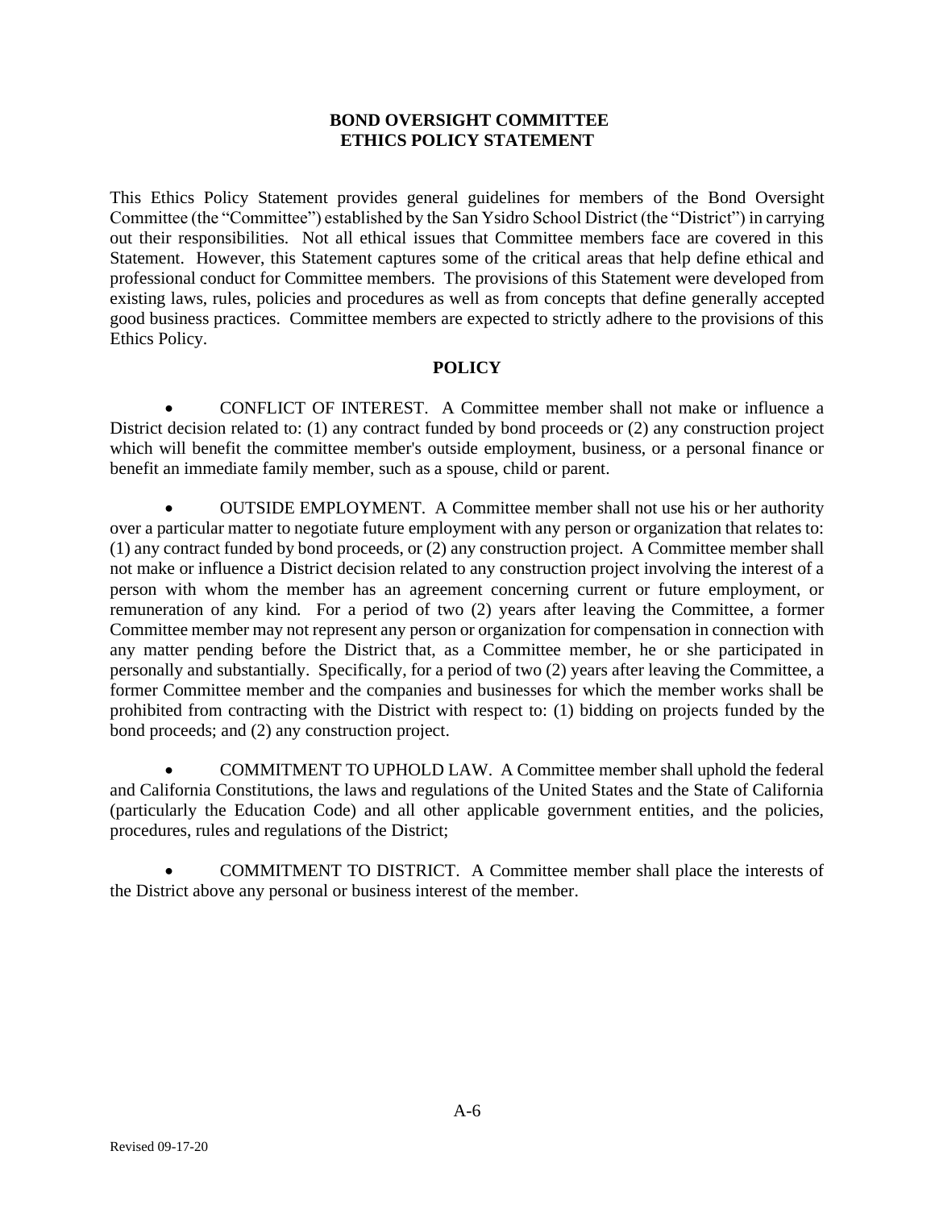# BOND OVERSIGHT COMMITTEE ETHICS POLICY STATEMENT

This Ethics Policy Statement provides general guidelines for members of the Bond Oversight Committee (the "Committee") established by the San Ysidro School District (the "District") in carrying out their responsibilities. Not all ethical issues that Committee members face are covered in this Statement. However, this Statement captures some of the critical areas that help define ethical and professional conduct for Committee members. The provisions of this Statement were developed from existing laws, rules, policies and procedures as well as from concepts that define generally accepted good business practices. Committee members are expected to strictly adhere to the provisions of this Ethics Policy.

## POLICY

- CONFLICT OF INTEREST. A Committee member shall not make or influence a District decision related to: (1) any contract funded by bond proceeds or (2) any construction project which will benefit the committee member's outside employment, business, or a personal finance or benefit an immediate family member, such as a spouse, child or parent.

- OUTSIDE EMPLOYMENT. A Committee member shall not use his or her authority over a particular matter to negotiate future employment with any person or organization that relates to: (1) any contract funded by bond proceeds, or (2) any construction project. A Committee member shall not make or influence a District decision related to any construction project involving the interest of a person with whom the member has an agreement concerning current or future employment, or remuneration of any kind. For a period of two (2) years after leaving the Committee, a former Committee member may not represent any person or organization for compensation in connection with any matter pending before the District that, as a Committee member, he or she participated in personally and substantially. Specifically, for a period of two (2) years after leaving the Committee, a former Committee member and the companies and businesses for which the member works shall be prohibited from contracting with the District with respect to: (1) bidding on projects funded by the bond proceeds; and (2) any construction project.

- COMMITMENT TO UPHOLD LAW. A Committee member shall uphold the federal and California Constitutions, the laws and regulations of the United States and the State of California (particularly the Education Code) and all other applicable government entities, and the policies, procedures, rules and regulations of the District;

- COMMITMENT TO DISTRICT. A Committee member shall place the interests of the District above any personal or business interest of the member.

Revised 09-17-20